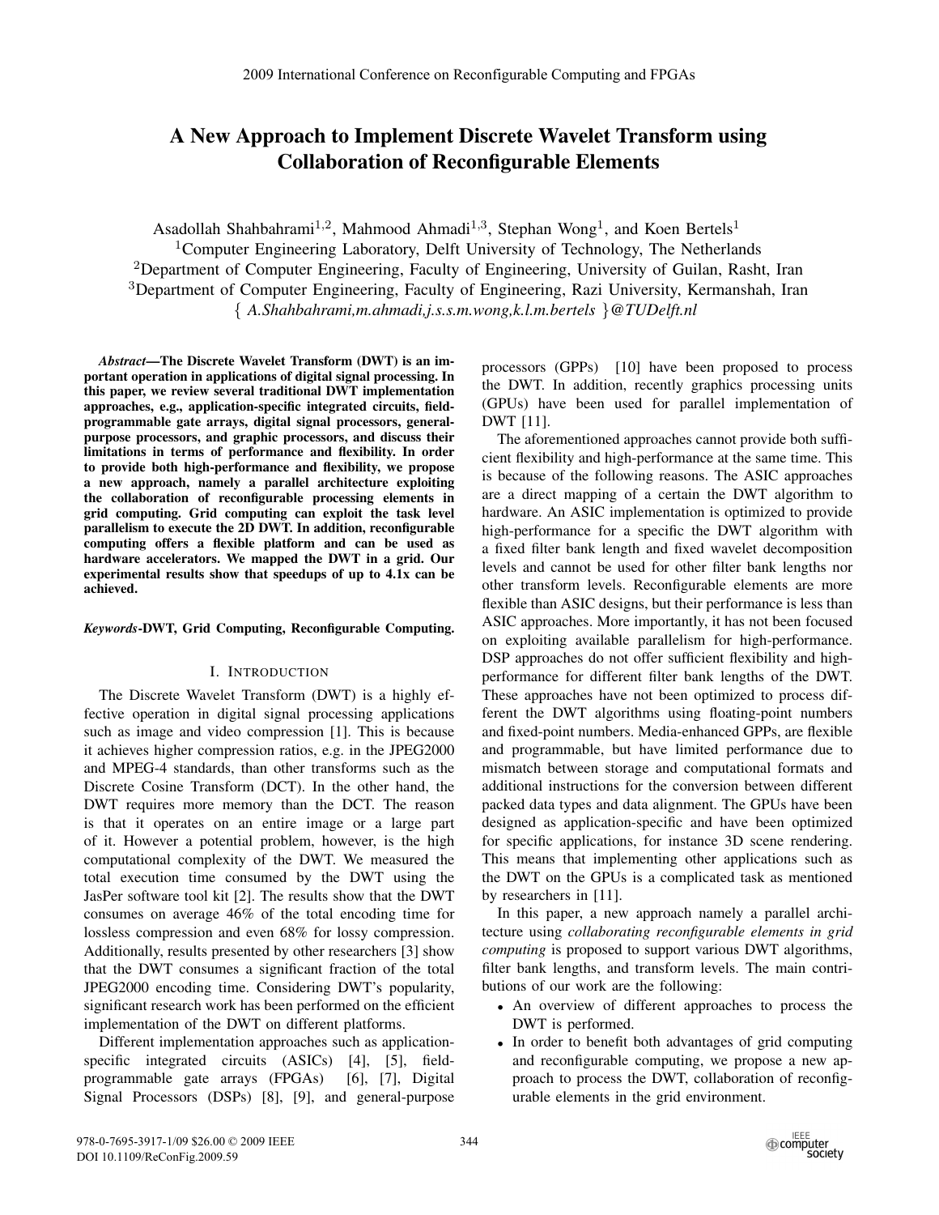# A New Approach to Implement Discrete Wavelet Transform using Collaboration of Reconfigurable Elements

Asadollah Shahbahrami[1,2], Mahmood Ahmadi[1,3], Stephan Wong[1], and Koen Bertels[1]

[1]Computer Engineering Laboratory, Delft University of Technology, The Netherlands

[2]Department of Computer Engineering, Faculty of Engineering, University of Guilan, Rasht, Iran

[3]Department of Computer Engineering, Faculty of Engineering, Razi University, Kermanshah, Iran

{ *A.Shahbahrami,m.ahmadi,j.s.s.m.wong,k.l.m.bertels* }*@TUDelft.nl*

***Abstract*—The Discrete Wavelet Transform (DWT) is an important operation in applications of digital signal processing. In this paper, we review several traditional DWT implementation approaches, e.g., application-specific integrated circuits, field-programmable gate arrays, digital signal processors, general-purpose processors, and graphic processors, and discuss their limitations in terms of performance and flexibility. In order to provide both high-performance and flexibility, we propose a new approach, namely a parallel architecture exploiting the collaboration of reconfigurable processing elements in grid computing. Grid computing can exploit the task level parallelism to execute the 2D DWT. In addition, reconfigurable computing offers a flexible platform and can be used as hardware accelerators. We mapped the DWT in a grid. Our experimental results show that speedups of up to 4.1x can be achieved.**

***Keywords*-DWT, Grid Computing, Reconfigurable Computing.**

## I. Introduction

The Discrete Wavelet Transform (DWT) is a highly effective operation in digital signal processing applications such as image and video compression [1]. This is because it achieves higher compression ratios, e.g. in the JPEG2000 and MPEG-4 standards, than other transforms such as the Discrete Cosine Transform (DCT). In the other hand, the DWT requires more memory than the DCT. The reason is that it operates on an entire image or a large part of it. However a potential problem, however, is the high computational complexity of the DWT. We measured the total execution time consumed by the DWT using the JasPer software tool kit [2]. The results show that the DWT consumes on average 46% of the total encoding time for lossless compression and even 68% for lossy compression. Additionally, results presented by other researchers [3] show that the DWT consumes a significant fraction of the total JPEG2000 encoding time. Considering DWT's popularity, significant research work has been performed on the efficient implementation of the DWT on different platforms.

Different implementation approaches such as application-specific integrated circuits (ASICs) [4], [5], field-programmable gate arrays (FPGAs) [6], [7], Digital Signal Processors (DSPs) [8], [9], and general-purpose processors (GPPs) [10] have been proposed to process the DWT. In addition, recently graphics processing units (GPUs) have been used for parallel implementation of DWT [11].

The aforementioned approaches cannot provide both sufficient flexibility and high-performance at the same time. This is because of the following reasons. The ASIC approaches are a direct mapping of a certain the DWT algorithm to hardware. An ASIC implementation is optimized to provide high-performance for a specific the DWT algorithm with a fixed filter bank length and fixed wavelet decomposition levels and cannot be used for other filter bank lengths nor other transform levels. Reconfigurable elements are more flexible than ASIC designs, but their performance is less than ASIC approaches. More importantly, it has not been focused on exploiting available parallelism for high-performance. DSP approaches do not offer sufficient flexibility and high-performance for different filter bank lengths of the DWT. These approaches have not been optimized to process different the DWT algorithms using floating-point numbers and fixed-point numbers. Media-enhanced GPPs, are flexible and programmable, but have limited performance due to mismatch between storage and computational formats and additional instructions for the conversion between different packed data types and data alignment. The GPUs have been designed as application-specific and have been optimized for specific applications, for instance 3D scene rendering. This means that implementing other applications such as the DWT on the GPUs is a complicated task as mentioned by researchers in [11].

In this paper, a new approach namely a parallel architecture using *collaborating reconfigurable elements in grid computing* is proposed to support various DWT algorithms, filter bank lengths, and transform levels. The main contributions of our work are the following:

- An overview of different approaches to process the DWT is performed.
- In order to benefit both advantages of grid computing and reconfigurable computing, we propose a new approach to process the DWT, collaboration of reconfigurable elements in the grid environment.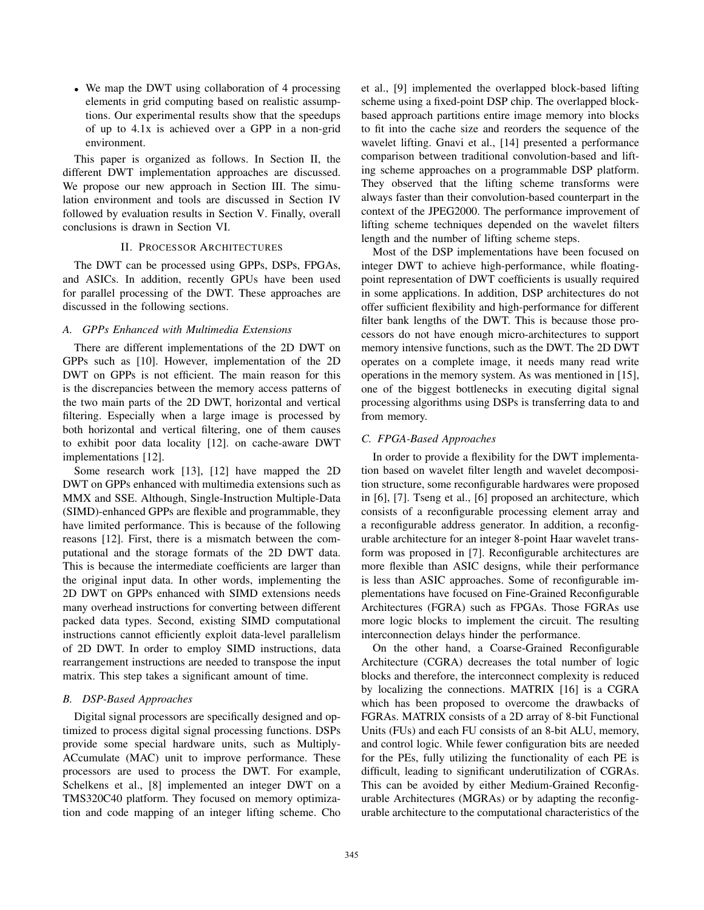- We map the DWT using collaboration of 4 processing elements in grid computing based on realistic assumptions. Our experimental results show that the speedups of up to 4.1x is achieved over a GPP in a non-grid environment.

This paper is organized as follows. In Section II, the different DWT implementation approaches are discussed. We propose our new approach in Section III. The simulation environment and tools are discussed in Section IV followed by evaluation results in Section V. Finally, overall conclusions is drawn in Section VI.

## II. Processor Architectures

The DWT can be processed using GPPs, DSPs, FPGAs, and ASICs. In addition, recently GPUs have been used for parallel processing of the DWT. These approaches are discussed in the following sections.

### A. GPPs Enhanced with Multimedia Extensions

There are different implementations of the 2D DWT on GPPs such as [10]. However, implementation of the 2D DWT on GPPs is not efficient. The main reason for this is the discrepancies between the memory access patterns of the two main parts of the 2D DWT, horizontal and vertical filtering. Especially when a large image is processed by both horizontal and vertical filtering, one of them causes to exhibit poor data locality [12]. on cache-aware DWT implementations [12].

Some research work [13], [12] have mapped the 2D DWT on GPPs enhanced with multimedia extensions such as MMX and SSE. Although, Single-Instruction Multiple-Data (SIMD)-enhanced GPPs are flexible and programmable, they have limited performance. This is because of the following reasons [12]. First, there is a mismatch between the computational and the storage formats of the 2D DWT data. This is because the intermediate coefficients are larger than the original input data. In other words, implementing the 2D DWT on GPPs enhanced with SIMD extensions needs many overhead instructions for converting between different packed data types. Second, existing SIMD computational instructions cannot efficiently exploit data-level parallelism of 2D DWT. In order to employ SIMD instructions, data rearrangement instructions are needed to transpose the input matrix. This step takes a significant amount of time.

### B. DSP-Based Approaches

Digital signal processors are specifically designed and optimized to process digital signal processing functions. DSPs provide some special hardware units, such as Multiply-ACcumulate (MAC) unit to improve performance. These processors are used to process the DWT. For example, Schelkens et al., [8] implemented an integer DWT on a TMS320C40 platform. They focused on memory optimization and code mapping of an integer lifting scheme. Cho et al., [9] implemented the overlapped block-based lifting scheme using a fixed-point DSP chip. The overlapped block-based approach partitions entire image memory into blocks to fit into the cache size and reorders the sequence of the wavelet lifting. Gnavi et al., [14] presented a performance comparison between traditional convolution-based and lifting scheme approaches on a programmable DSP platform. They observed that the lifting scheme transforms were always faster than their convolution-based counterpart in the context of the JPEG2000. The performance improvement of lifting scheme techniques depended on the wavelet filters length and the number of lifting scheme steps.

Most of the DSP implementations have been focused on integer DWT to achieve high-performance, while floating-point representation of DWT coefficients is usually required in some applications. In addition, DSP architectures do not offer sufficient flexibility and high-performance for different filter bank lengths of the DWT. This is because those processors do not have enough micro-architectures to support memory intensive functions, such as the DWT. The 2D DWT operates on a complete image, it needs many read write operations in the memory system. As was mentioned in [15], one of the biggest bottlenecks in executing digital signal processing algorithms using DSPs is transferring data to and from memory.

### C. FPGA-Based Approaches

In order to provide a flexibility for the DWT implementation based on wavelet filter length and wavelet decomposition structure, some reconfigurable hardwares were proposed in [6], [7]. Tseng et al., [6] proposed an architecture, which consists of a reconfigurable processing element array and a reconfigurable address generator. In addition, a reconfigurable architecture for an integer 8-point Haar wavelet transform was proposed in [7]. Reconfigurable architectures are more flexible than ASIC designs, while their performance is less than ASIC approaches. Some of reconfigurable implementations have focused on Fine-Grained Reconfigurable Architectures (FGRA) such as FPGAs. Those FGRAs use more logic blocks to implement the circuit. The resulting interconnection delays hinder the performance.

On the other hand, a Coarse-Grained Reconfigurable Architecture (CGRA) decreases the total number of logic blocks and therefore, the interconnect complexity is reduced by localizing the connections. MATRIX [16] is a CGRA which has been proposed to overcome the drawbacks of FGRAs. MATRIX consists of a 2D array of 8-bit Functional Units (FUs) and each FU consists of an 8-bit ALU, memory, and control logic. While fewer configuration bits are needed for the PEs, fully utilizing the functionality of each PE is difficult, leading to significant underutilization of CGRAs. This can be avoided by either Medium-Grained Reconfigurable Architectures (MGRAs) or by adapting the reconfigurable architecture to the computational characteristics of the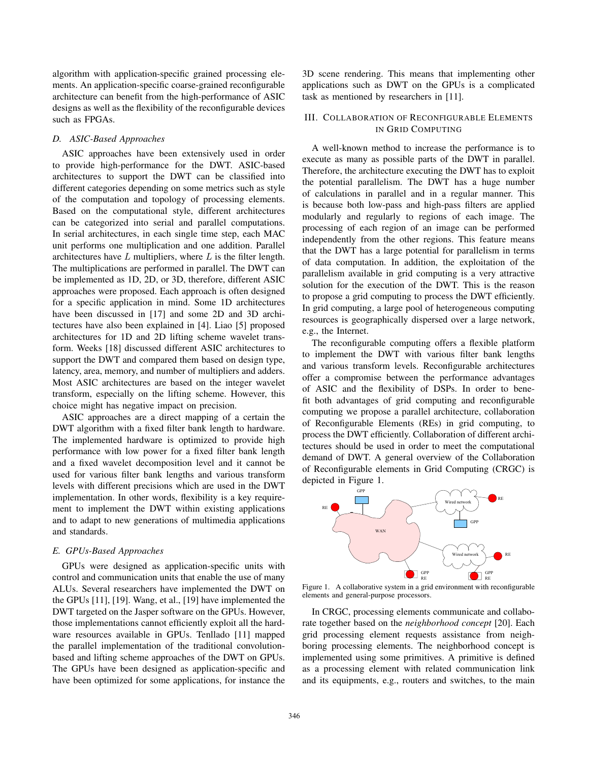algorithm with application-specific grained processing elements. An application-specific coarse-grained reconfigurable architecture can benefit from the high-performance of ASIC designs as well as the flexibility of the reconfigurable devices such as FPGAs.

### *D. ASIC-Based Approaches*

ASIC approaches have been extensively used in order to provide high-performance for the DWT. ASIC-based architectures to support the DWT can be classified into different categories depending on some metrics such as style of the computation and topology of processing elements. Based on the computational style, different architectures can be categorized into serial and parallel computations. In serial architectures, in each single time step, each MAC unit performs one multiplication and one addition. Parallel architectures have $L$ multipliers, where $L$ is the filter length. The multiplications are performed in parallel. The DWT can be implemented as 1D, 2D, or 3D, therefore, different ASIC approaches were proposed. Each approach is often designed for a specific application in mind. Some 1D architectures have been discussed in [17] and some 2D and 3D architectures have also been explained in [4]. Liao [5] proposed architectures for 1D and 2D lifting scheme wavelet transform. Weeks [18] discussed different ASIC architectures to support the DWT and compared them based on design type, latency, area, memory, and number of multipliers and adders. Most ASIC architectures are based on the integer wavelet transform, especially on the lifting scheme. However, this choice might has negative impact on precision.

ASIC approaches are a direct mapping of a certain the DWT algorithm with a fixed filter bank length to hardware. The implemented hardware is optimized to provide high performance with low power for a fixed filter bank length and a fixed wavelet decomposition level and it cannot be used for various filter bank lengths and various transform levels with different precisions which are used in the DWT implementation. In other words, flexibility is a key requirement to implement the DWT within existing applications and to adapt to new generations of multimedia applications and standards.

### *E. GPUs-Based Approaches*

GPUs were designed as application-specific units with control and communication units that enable the use of many ALUs. Several researchers have implemented the DWT on the GPUs [11], [19]. Wang, et al., [19] have implemented the DWT targeted on the Jasper software on the GPUs. However, those implementations cannot efficiently exploit all the hardware resources available in GPUs. Tenllado [11] mapped the parallel implementation of the traditional convolution-based and lifting scheme approaches of the DWT on GPUs. The GPUs have been designed as application-specific and have been optimized for some applications, for instance the 3D scene rendering. This means that implementing other applications such as DWT on the GPUs is a complicated task as mentioned by researchers in [11].

## III. Collaboration of Reconfigurable Elements in Grid Computing

A well-known method to increase the performance is to execute as many as possible parts of the DWT in parallel. Therefore, the architecture executing the DWT has to exploit the potential parallelism. The DWT has a huge number of calculations in parallel and in a regular manner. This is because both low-pass and high-pass filters are applied modularly and regularly to regions of each image. The processing of each region of an image can be performed independently from the other regions. This feature means that the DWT has a large potential for parallelism in terms of data computation. In addition, the exploitation of the parallelism available in grid computing is a very attractive solution for the execution of the DWT. This is the reason to propose a grid computing to process the DWT efficiently. In grid computing, a large pool of heterogeneous computing resources is geographically dispersed over a large network, e.g., the Internet.

The reconfigurable computing offers a flexible platform to implement the DWT with various filter bank lengths and various transform levels. Reconfigurable architectures offer a compromise between the performance advantages of ASIC and the flexibility of DSPs. In order to benefit both advantages of grid computing and reconfigurable computing we propose a parallel architecture, collaboration of Reconfigurable Elements (REs) in grid computing, to process the DWT efficiently. Collaboration of different architectures should be used in order to meet the computational demand of DWT. A general overview of the Collaboration of Reconfigurable elements in Grid Computing (CRGC) is depicted in Figure 1.

GPP
RE
WAN
Wired network
RE
GPP
Wired network
RE
GPP
RE
GPP
RE

Figure 1. A collaborative system in a grid environment with reconfigurable elements and general-purpose processors.

In CRGC, processing elements communicate and collaborate together based on the *neighborhood concept* [20]. Each grid processing element requests assistance from neighboring processing elements. The neighborhood concept is implemented using some primitives. A primitive is defined as a processing element with related communication link and its equipments, e.g., routers and switches, to the main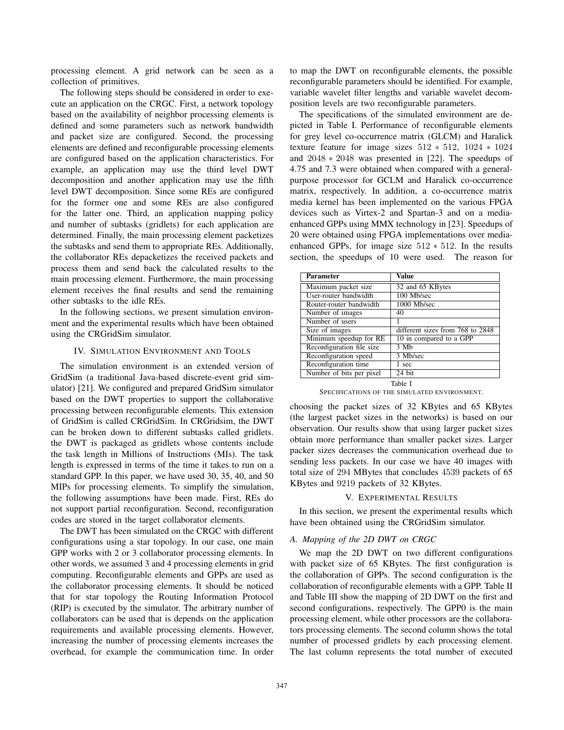processing element. A grid network can be seen as a collection of primitives.

The following steps should be considered in order to execute an application on the CRGC. First, a network topology based on the availability of neighbor processing elements is defined and some parameters such as network bandwidth and packet size are configured. Second, the processing elements are defined and reconfigurable processing elements are configured based on the application characteristics. For example, an application may use the third level DWT decomposition and another application may use the fifth level DWT decomposition. Since some REs are configured for the former one and some REs are also configured for the latter one. Third, an application mapping policy and number of subtasks (gridlets) for each application are determined. Finally, the main processing element packetizes the subtasks and send them to appropriate REs. Additionally, the collaborator REs depacketizes the received packets and process them and send back the calculated results to the main processing element. Furthermore, the main processing element receives the final results and send the remaining other subtasks to the idle REs.

In the following sections, we present simulation environment and the experimental results which have been obtained using the CRGridSim simulator.

## IV. Simulation Environment and Tools

The simulation environment is an extended version of GridSim (a traditional Java-based discrete-event grid simulator) [21]. We configured and prepared GridSim simulator based on the DWT properties to support the collaborative processing between reconfigurable elements. This extension of GridSim is called CRGridSim. In CRGridsim, the DWT can be broken down to different subtasks called gridlets. the DWT is packaged as gridlets whose contents include the task length in Millions of Instructions (MIs). The task length is expressed in terms of the time it takes to run on a standard GPP. In this paper, we have used 30, 35, 40, and 50 MIPs for processing elements. To simplify the simulation, the following assumptions have been made. First, REs do not support partial reconfiguration. Second, reconfiguration codes are stored in the target collaborator elements.

The DWT has been simulated on the CRGC with different configurations using a star topology. In our case, one main GPP works with 2 or 3 collaborator processing elements. In other words, we assumed 3 and 4 processing elements in grid computing. Reconfigurable elements and GPPs are used as the collaborator processing elements. It should be noticed that for star topology the Routing Information Protocol (RIP) is executed by the simulator. The arbitrary number of collaborators can be used that is depends on the application requirements and available processing elements. However, increasing the number of processing elements increases the overhead, for example the communication time. In order to map the DWT on reconfigurable elements, the possible reconfigurable parameters should be identified. For example, variable wavelet filter lengths and variable wavelet decomposition levels are two reconfigurable parameters.

The specifications of the simulated environment are depicted in Table I. Performance of reconfigurable elements for grey level co-occurrence matrix (GLCM) and Haralick texture feature for image sizes $512 * 512$, $1024 * 1024$ and $2048 * 2048$ was presented in [22]. The speedups of 4.75 and 7.3 were obtained when compared with a general-purpose processor for GCLM and Haralick co-occurrence matrix, respectively. In addition, a co-occurrence matrix media kernel has been implemented on the various FPGA devices such as Virtex-2 and Spartan-3 and on a media-enhanced GPPs using MMX technology in [23]. Speedups of 20 were obtained using FPGA implementations over media-enhanced GPPs, for image size $512 * 512$. In the results section, the speedups of 10 were used. The reason for choosing the packet sizes of 32 KBytes and 65 KBytes (the largest packet sizes in the networks) is based on our observation. Our results show that using larger packet sizes obtain more performance than smaller packet sizes. Larger packer sizes decreases the communication overhead due to sending less packets. In our case we have 40 images with total size of 294 MBytes that concludes 4539 packets of 65 KBytes and 9219 packets of 32 KBytes.

| Parameter | Value |
|---|---|
| Maximum packet size | 32 and 65 KBytes |
| User-router bandwidth | 100 Mb/sec |
| Router-router bandwidth | 1000 Mb/sec |
| Number of images | 40 |
| Number of users | 1 |
| Size of images | different sizes from 768 to 2848 |
| Minimum speedup for RE | 10 in compared to a GPP |
| Reconfiguration file size | 3 Mb |
| Reconfiguration speed | 3 Mb/sec |
| Reconfiguration time | 1 sec |
| Number of bits per pixel | 24 bit |

Table I

Specifications of the simulated environment.

## V. Experimental Results

In this section, we present the experimental results which have been obtained using the CRGridSim simulator.

### A. Mapping of the 2D DWT on CRGC

We map the 2D DWT on two different configurations with packet size of 65 KBytes. The first configuration is the collaboration of GPPs. The second configuration is the collaboration of reconfigurable elements with a GPP. Table II and Table III show the mapping of 2D DWT on the first and second configurations, respectively. The GPP0 is the main processing element, while other processors are the collaborators processing elements. The second column shows the total number of processed gridlets by each processing element. The last column represents the total number of executed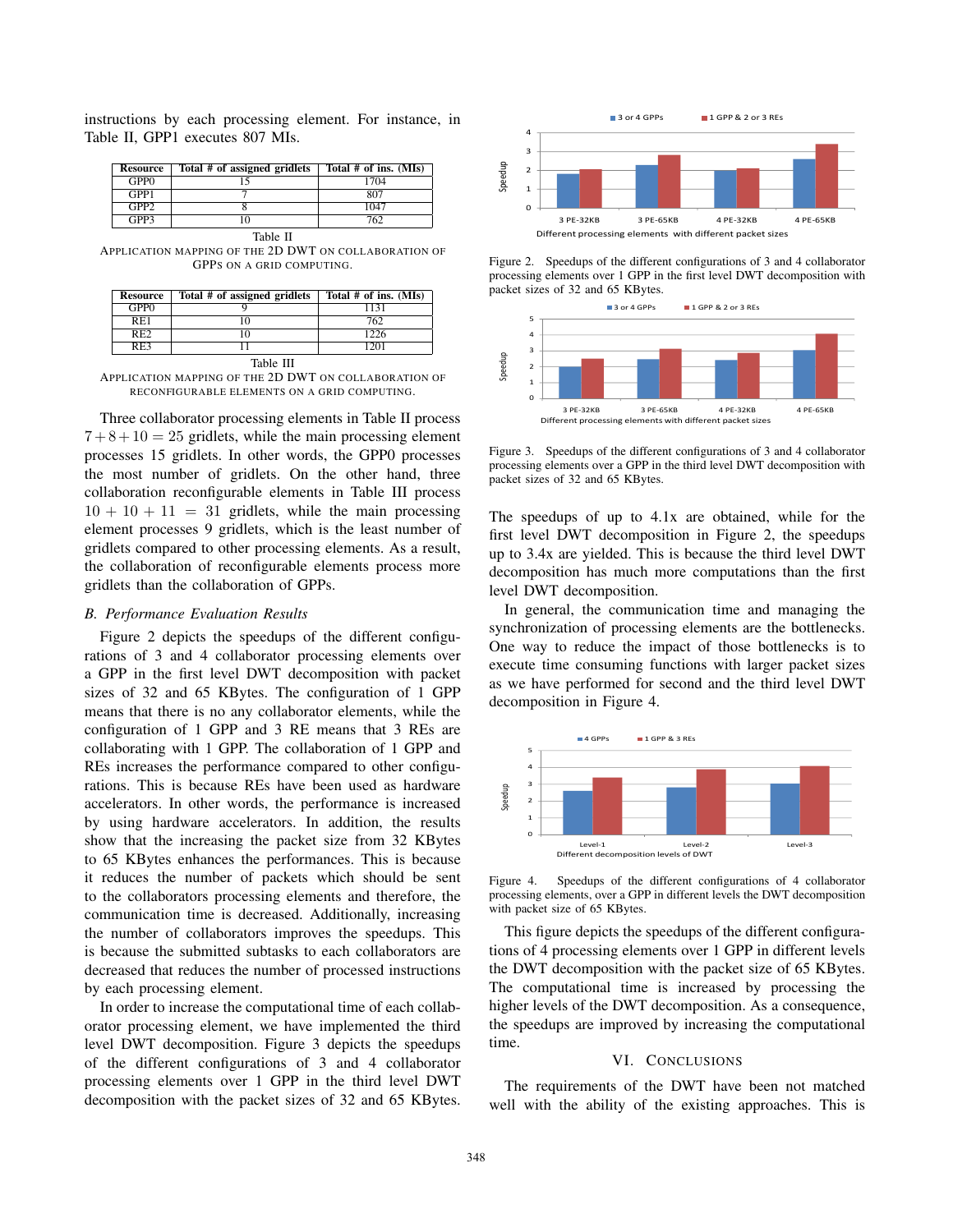instructions by each processing element. For instance, in Table II, GPP1 executes 807 MIs.

| Resource | Total # of assigned gridlets | Total # of ins. (MIs) |
|---|---|---|
| GPP0 | 15 | 1704 |
| GPP1 | 7 | 807 |
| GPP2 | 8 | 1047 |
| GPP3 | 10 | 762 |

Table II
APPLICATION MAPPING OF THE 2D DWT ON COLLABORATION OF GPPS ON A GRID COMPUTING.

| Resource | Total # of assigned gridlets | Total # of ins. (MIs) |
|---|---|---|
| GPP0 | 9 | 1131 |
| RE1 | 10 | 762 |
| RE2 | 10 | 1226 |
| RE3 | 11 | 1201 |

Table III
APPLICATION MAPPING OF THE 2D DWT ON COLLABORATION OF RECONFIGURABLE ELEMENTS ON A GRID COMPUTING.

Three collaborator processing elements in Table II process $7+8+10 = 25$ gridlets, while the main processing element processes 15 gridlets. In other words, the GPP0 processes the most number of gridlets. On the other hand, three collaboration reconfigurable elements in Table III process $10 + 10 + 11 = 31$ gridlets, while the main processing element processes 9 gridlets, which is the least number of gridlets compared to other processing elements. As a result, the collaboration of reconfigurable elements process more gridlets than the collaboration of GPPs.

### B. Performance Evaluation Results

Figure 2 depicts the speedups of the different configurations of 3 and 4 collaborator processing elements over a GPP in the first level DWT decomposition with packet sizes of 32 and 65 KBytes. The configuration of 1 GPP means that there is no any collaborator elements, while the configuration of 1 GPP and 3 RE means that 3 REs are collaborating with 1 GPP. The collaboration of 1 GPP and REs increases the performance compared to other configurations. This is because REs have been used as hardware accelerators. In other words, the performance is increased by using hardware accelerators. In addition, the results show that the increasing the packet size from 32 KBytes to 65 KBytes enhances the performances. This is because it reduces the number of packets which should be sent to the collaborators processing elements and therefore, the communication time is decreased. Additionally, increasing the number of collaborators improves the speedups. This is because the submitted subtasks to each collaborators are decreased that reduces the number of processed instructions by each processing element.

In order to increase the computational time of each collaborator processing element, we have implemented the third level DWT decomposition. Figure 3 depicts the speedups of the different configurations of 3 and 4 collaborator processing elements over 1 GPP in the third level DWT decomposition with the packet sizes of 32 and 65 KBytes.

3 or 4 GPPs
1 GPP & 2 or 3 REs
Speedup
0
1
2
3
4
3 PE-32KB
3 PE-65KB
4 PE-32KB
4 PE-65KB
Different processing elements with different packet sizes

Figure 2. Speedups of the different configurations of 3 and 4 collaborator processing elements over 1 GPP in the first level DWT decomposition with packet sizes of 32 and 65 KBytes.

3 or 4 GPPs
1 GPP & 2 or 3 REs
Speedup
0
1
2
3
4
5
3 PE-32KB
3 PE-65KB
4 PE-32KB
4 PE-65KB
Different processing elements with different packet sizes

Figure 3. Speedups of the different configurations of 3 and 4 collaborator processing elements over a GPP in the third level DWT decomposition with packet sizes of 32 and 65 KBytes.

The speedups of up to 4.1x are obtained, while for the first level DWT decomposition in Figure 2, the speedups up to 3.4x are yielded. This is because the third level DWT decomposition has much more computations than the first level DWT decomposition.

In general, the communication time and managing the synchronization of processing elements are the bottlenecks. One way to reduce the impact of those bottlenecks is to execute time consuming functions with larger packet sizes as we have performed for second and the third level DWT decomposition in Figure 4.

4 GPPs
1 GPP & 3 REs
Speedup
0
1
2
3
4
5
Level-1
Level-2
Level-3
Different decomposition levels of DWT

Figure 4. Speedups of the different configurations of 4 collaborator processing elements, over a GPP in different levels the DWT decomposition with packet size of 65 KBytes.

This figure depicts the speedups of the different configurations of 4 processing elements over 1 GPP in different levels the DWT decomposition with the packet size of 65 KBytes. The computational time is increased by processing the higher levels of the DWT decomposition. As a consequence, the speedups are improved by increasing the computational time.

## VI. CONCLUSIONS

The requirements of the DWT have been not matched well with the ability of the existing approaches. This is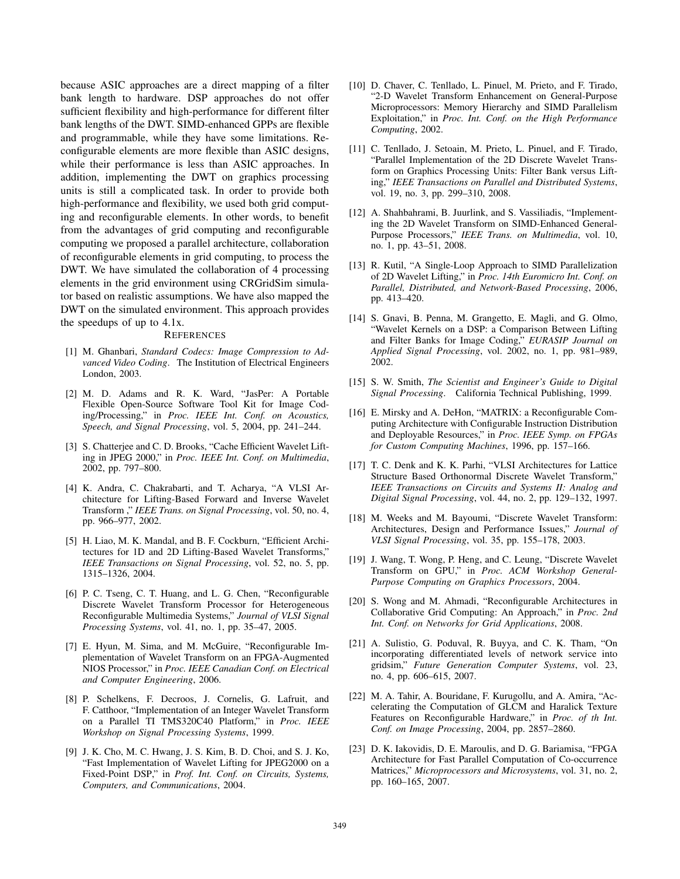because ASIC approaches are a direct mapping of a filter bank length to hardware. DSP approaches do not offer sufficient flexibility and high-performance for different filter bank lengths of the DWT. SIMD-enhanced GPPs are flexible and programmable, while they have some limitations. Reconfigurable elements are more flexible than ASIC designs, while their performance is less than ASIC approaches. In addition, implementing the DWT on graphics processing units is still a complicated task. In order to provide both high-performance and flexibility, we used both grid computing and reconfigurable elements. In other words, to benefit from the advantages of grid computing and reconfigurable computing we proposed a parallel architecture, collaboration of reconfigurable elements in grid computing, to process the DWT. We have simulated the collaboration of 4 processing elements in the grid environment using CRGridSim simulator based on realistic assumptions. We have also mapped the DWT on the simulated environment. This approach provides the speedups of up to 4.1x.

## References

[1] M. Ghanbari, *Standard Codecs: Image Compression to Advanced Video Coding*. The Institution of Electrical Engineers London, 2003.

[2] M. D. Adams and R. K. Ward, "JasPer: A Portable Flexible Open-Source Software Tool Kit for Image Coding/Processing," in *Proc. IEEE Int. Conf. on Acoustics, Speech, and Signal Processing*, vol. 5, 2004, pp. 241–244.

[3] S. Chatterjee and C. D. Brooks, "Cache Efficient Wavelet Lifting in JPEG 2000," in *Proc. IEEE Int. Conf. on Multimedia*, 2002, pp. 797–800.

[4] K. Andra, C. Chakrabarti, and T. Acharya, "A VLSI Architecture for Lifting-Based Forward and Inverse Wavelet Transform ," *IEEE Trans. on Signal Processing*, vol. 50, no. 4, pp. 966–977, 2002.

[5] H. Liao, M. K. Mandal, and B. F. Cockburn, "Efficient Architectures for 1D and 2D Lifting-Based Wavelet Transforms," *IEEE Transactions on Signal Processing*, vol. 52, no. 5, pp. 1315–1326, 2004.

[6] P. C. Tseng, C. T. Huang, and L. G. Chen, "Reconfigurable Discrete Wavelet Transform Processor for Heterogeneous Reconfigurable Multimedia Systems," *Journal of VLSI Signal Processing Systems*, vol. 41, no. 1, pp. 35–47, 2005.

[7] E. Hyun, M. Sima, and M. McGuire, "Reconfigurable Implementation of Wavelet Transform on an FPGA-Augmented NIOS Processor," in *Proc. IEEE Canadian Conf. on Electrical and Computer Engineering*, 2006.

[8] P. Schelkens, F. Decroos, J. Cornelis, G. Lafruit, and F. Catthoor, "Implementation of an Integer Wavelet Transform on a Parallel TI TMS320C40 Platform," in *Proc. IEEE Workshop on Signal Processing Systems*, 1999.

[9] J. K. Cho, M. C. Hwang, J. S. Kim, B. D. Choi, and S. J. Ko, "Fast Implementation of Wavelet Lifting for JPEG2000 on a Fixed-Point DSP," in *Prof. Int. Conf. on Circuits, Systems, Computers, and Communications*, 2004.

[10] D. Chaver, C. Tenllado, L. Pinuel, M. Prieto, and F. Tirado, "2-D Wavelet Transform Enhancement on General-Purpose Microprocessors: Memory Hierarchy and SIMD Parallelism Exploitation," in *Proc. Int. Conf. on the High Performance Computing*, 2002.

[11] C. Tenllado, J. Setoain, M. Prieto, L. Pinuel, and F. Tirado, "Parallel Implementation of the 2D Discrete Wavelet Transform on Graphics Processing Units: Filter Bank versus Lifting," *IEEE Transactions on Parallel and Distributed Systems*, vol. 19, no. 3, pp. 299–310, 2008.

[12] A. Shahbahrami, B. Juurlink, and S. Vassiliadis, "Implementing the 2D Wavelet Transform on SIMD-Enhanced General-Purpose Processors," *IEEE Trans. on Multimedia*, vol. 10, no. 1, pp. 43–51, 2008.

[13] R. Kutil, "A Single-Loop Approach to SIMD Parallelization of 2D Wavelet Lifting," in *Proc. 14th Euromicro Int. Conf. on Parallel, Distributed, and Network-Based Processing*, 2006, pp. 413–420.

[14] S. Gnavi, B. Penna, M. Grangetto, E. Magli, and G. Olmo, "Wavelet Kernels on a DSP: a Comparison Between Lifting and Filter Banks for Image Coding," *EURASIP Journal on Applied Signal Processing*, vol. 2002, no. 1, pp. 981–989, 2002.

[15] S. W. Smith, *The Scientist and Engineer's Guide to Digital Signal Processing*. California Technical Publishing, 1999.

[16] E. Mirsky and A. DeHon, "MATRIX: a Reconfigurable Computing Architecture with Configurable Instruction Distribution and Deployable Resources," in *Proc. IEEE Symp. on FPGAs for Custom Computing Machines*, 1996, pp. 157–166.

[17] T. C. Denk and K. K. Parhi, "VLSI Architectures for Lattice Structure Based Orthonormal Discrete Wavelet Transform," *IEEE Transactions on Circuits and Systems II: Analog and Digital Signal Processing*, vol. 44, no. 2, pp. 129–132, 1997.

[18] M. Weeks and M. Bayoumi, "Discrete Wavelet Transform: Architectures, Design and Performance Issues," *Journal of VLSI Signal Processing*, vol. 35, pp. 155–178, 2003.

[19] J. Wang, T. Wong, P. Heng, and C. Leung, "Discrete Wavelet Transform on GPU," in *Proc. ACM Workshop General-Purpose Computing on Graphics Processors*, 2004.

[20] S. Wong and M. Ahmadi, "Reconfigurable Architectures in Collaborative Grid Computing: An Approach," in *Proc. 2nd Int. Conf. on Networks for Grid Applications*, 2008.

[21] A. Sulistio, G. Poduval, R. Buyya, and C. K. Tham, "On incorporating differentiated levels of network service into gridsim," *Future Generation Computer Systems*, vol. 23, no. 4, pp. 606–615, 2007.

[22] M. A. Tahir, A. Bouridane, F. Kurugollu, and A. Amira, "Accelerating the Computation of GLCM and Haralick Texture Features on Reconfigurable Hardware," in *Proc. of th Int. Conf. on Image Processing*, 2004, pp. 2857–2860.

[23] D. K. Iakovidis, D. E. Maroulis, and D. G. Bariamisa, "FPGA Architecture for Fast Parallel Computation of Co-occurrence Matrices," *Microprocessors and Microsystems*, vol. 31, no. 2, pp. 160–165, 2007.